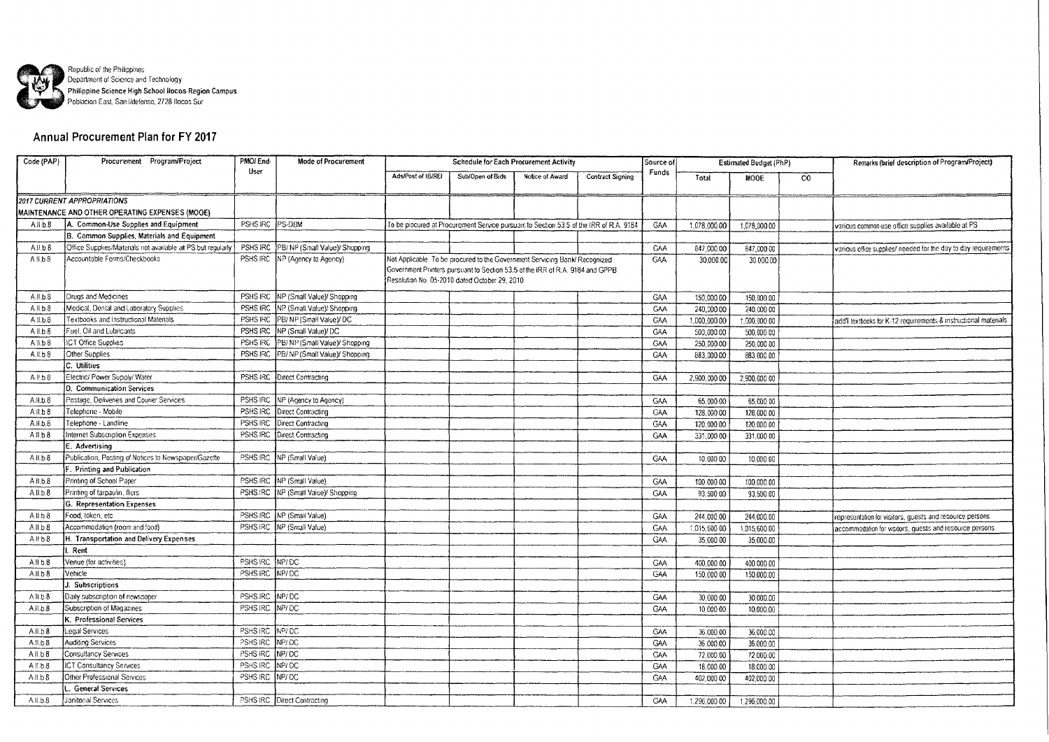Republic of the Philippines
Department of Science and Technology
**Philippine Science High School Ilocos Region Campus**
Poblacion East, San Ildefonso, 2728 Ilocos Sur

## Annual Procurement Plan for FY 2017

| Code (PAP) | Procurement Program/Project | PMO/ End-User | Mode of Procurement | Schedule for Each Procurement Activity | | | | Source of Funds | Estimated Budget (PhP) | | | Remarks (brief description of Program/Project) |
|---|---|---|---|---|---|---|---|---|---|---|---|---|
| | | | | Ads/Post of IB/REI | Sub/Open of Bids | Notice of Award | Contract Signing | | Total | MOOE | CO | |
| | *2017 CURRENT APPROPRIATIONS* | | | | | | | | | | | |
| | MAINTENANCE AND OTHER OPERATING EXPENSES (MOOE) | | | | | | | | | | | |
| A.II.b.8 | **A. Common-Use Supplies and Equipment** | PSHS IRC | PS-DBM | To be procured at Procurement Service pursuant to Section 53.5 of the IRR of R.A. 9184 | | | | GAA | 1,078,000.00 | 1,078,000.00 | | various common-use office supplies available at PS |
| | **B. Common Supplies, Materials and Equipment** | | | | | | | | | | | |
| A.II.b.8 | Office Supplies/Materials not available at PS but regularly | PSHS IRC | PB/ NP (Small Value)/ Shopping | | | | | GAA | 847,000.00 | 847,000.00 | | various office supplies/ needed for the day to day requirements |
| A.II.b.8 | Accountable Forms/Checkbooks | PSHS IRC | NP (Agency to Agency) | Not Applicable. To be procured to the Government Servicing Bank/ Recognized Government Printers pursuant to Section 53.5 of the IRR of R.A. 9184 and GPPB Resolution No. 05-2010 dated October 29, 2010 | | | | GAA | 30,000.00 | 30,000.00 | | |
| A.II.b.8 | Drugs and Medicines | PSHS IRC | NP (Small Value)/ Shopping | | | | | GAA | 150,000.00 | 150,000.00 | | |
| A.II.b.8 | Medical, Dental and Laboratory Supplies | PSHS IRC | NP (Small Value)/ Shopping | | | | | GAA | 240,000.00 | 240,000.00 | | |
| A.II.b.8 | Textbooks and Instructional Materials | PSHS IRC | PB/ NP (Small Value)/ DC | | | | | GAA | 1,000,000.00 | 1,000,000.00 | | add'l textbooks for K-12 requirements & instructional materials |
| A.II.b.8 | Fuel, Oil and Lubricants | PSHS IRC | NP (Small Value)/ DC | | | | | GAA | 500,000.00 | 500,000.00 | | |
| A.II.b.8 | ICT Office Supplies | PSHS IRC | PB/ NP (Small Value)/ Shopping | | | | | GAA | 250,000.00 | 250,000.00 | | |
| A.II.b.8 | Other Supplies | PSHS IRC | PB/ NP (Small Value)/ Shopping | | | | | GAA | 883,000.00 | 883,000.00 | | |
| | **C. Utilities** | | | | | | | | | | | |
| A.II.b.8 | Electric/ Power Supply/ Water | PSHS IRC | Direct Contracting | | | | | GAA | 2,900,000.00 | 2,900,000.00 | | |
| | **D. Communication Services** | | | | | | | | | | | |
| A.II.b.8 | Postage, Deliveries and Courier Services | PSHS IRC | NP (Agency to Agency) | | | | | GAA | 65,000.00 | 65,000.00 | | |
| A.II.b.8 | Telephone - Mobile | PSHS IRC | Direct Contracting | | | | | GAA | 128,000.00 | 128,000.00 | | |
| A.II.b.8 | Telephone - Landline | PSHS IRC | Direct Contracting | | | | | GAA | 120,000.00 | 120,000.00 | | |
| A.II.b.8 | Internet Subscription Expenses | PSHS IRC | Direct Contracting | | | | | GAA | 331,000.00 | 331,000.00 | | |
| | **E. Advertising** | | | | | | | | | | | |
| A.II.b.8 | Publication, Posting of Notices to Newspaper/Gazette | PSHS IRC | NP (Small Value) | | | | | GAA | 10,000.00 | 10,000.00 | | |
| | **F. Printing and Publication** | | | | | | | | | | | |
| A.II.b.8 | Printing of School Paper | PSHS IRC | NP (Small Value) | | | | | GAA | 100,000.00 | 100,000.00 | | |
| A.II.b.8 | Printing of tarpaulin, fliers | PSHS IRC | NP (Small Value)/ Shopping | | | | | GAA | 93,500.00 | 93,500.00 | | |
| | **G. Representation Expenses** | | | | | | | | | | | |
| A.II.b.8 | Food, token, etc | PSHS IRC | NP (Small Value) | | | | | GAA | 244,000.00 | 244,000.00 | | representation for visitors, guests and resource persons |
| A.II.b.8 | Accommodation (room and food) | PSHS IRC | NP (Small Value) | | | | | GAA | 1,015,600.00 | 1,015,600.00 | | accommodation for visitors, guests and resource persons |
| A.II.b.8 | **H. Transportation and Delivery Expenses** | | | | | | | GAA | 35,000.00 | 35,000.00 | | |
| | **I. Rent** | | | | | | | | | | | |
| A.II.b.8 | Venue (for activities) | PSHS IRC | NP/ DC | | | | | GAA | 400,000.00 | 400,000.00 | | |
| A.II.b.8 | Vehicle | PSHS IRC | NP/ DC | | | | | GAA | 150,000.00 | 150,000.00 | | |
| | **J. Subscriptions** | | | | | | | | | | | |
| A.II.b.8 | Daily subscription of newspaper | PSHS IRC | NP/ DC | | | | | GAA | 30,000.00 | 30,000.00 | | |
| A.II.b.8 | Subscription of Magazines | PSHS IRC | NP/ DC | | | | | GAA | 10,000.00 | 10,000.00 | | |
| | **K. Professional Services** | | | | | | | | | | | |
| A.II.b.8 | Legal Services | PSHS IRC | NP/ DC | | | | | GAA | 36,000.00 | 36,000.00 | | |
| A.II.b.8 | Auditing Services | PSHS IRC | NP/ DC | | | | | GAA | 36,000.00 | 36,000.00 | | |
| A.II.b.8 | Consultancy Services | PSHS IRC | NP/ DC | | | | | GAA | 72,000.00 | 72,000.00 | | |
| A.II.b.8 | ICT Consultancy Services | PSHS IRC | NP/ DC | | | | | GAA | 18,000.00 | 18,000.00 | | |
| A.II.b.8 | Other Professional Services | PSHS IRC | NP/ DC | | | | | GAA | 402,000.00 | 402,000.00 | | |
| | **L. General Services** | | | | | | | | | | | |
| A.II.b.8 | Janitorial Services | PSHS IRC | Direct Contracting | | | | | GAA | 1,296,000.00 | 1,296,000.00 | | |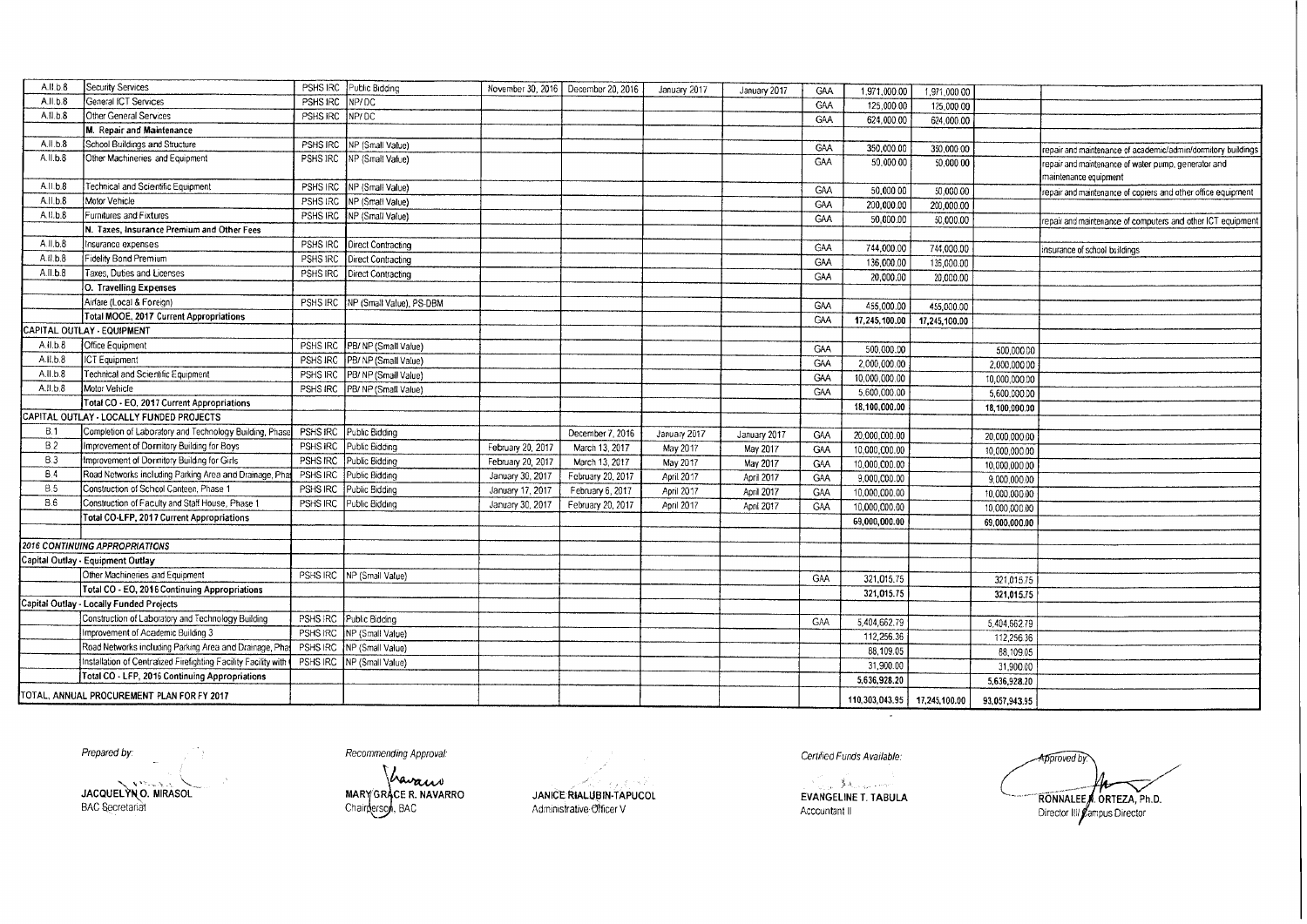| | | | | | | | | | | | | |
|---|---|---|---|---|---|---|---|---|---|---|---|---|
| A.II.b.8 | Security Services | PSHS IRC | Public Bidding | November 30, 2016 | December 20, 2016 | January 2017 | January 2017 | GAA | 1,971,000.00 | 1,971,000.00 | | |
| A.II.b.8 | General ICT Services | PSHS IRC | NP/DC | | | | | GAA | 125,000.00 | 125,000.00 | | |
| A.II.b.8 | Other General Services | PSHS IRC | NP/DC | | | | | GAA | 624,000.00 | 624,000.00 | | |
| | M. Repair and Maintenance | | | | | | | | | | | |
| A.II.b.8 | School Buildings and Structure | PSHS IRC | NP (Small Value) | | | | | GAA | 350,000.00 | 350,000.00 | | repair and maintenance of academic/admin/dormitory buildings |
| A.II.b.8 | Other Machineries and Equipment | PSHS IRC | NP (Small Value) | | | | | GAA | 50,000.00 | 50,000.00 | | repair and maintenance of water pump, generator and maintenance equipment |
| A.II.b.8 | Technical and Scientific Equipment | PSHS IRC | NP (Small Value) | | | | | GAA | 50,000.00 | 50,000.00 | | repair and maintenance of copiers and other office equipment |
| A.II.b.8 | Motor Vehicle | PSHS IRC | NP (Small Value) | | | | | GAA | 200,000.00 | 200,000.00 | | |
| A.II.b.8 | Furnitures and Fixtures | PSHS IRC | NP (Small Value) | | | | | GAA | 50,000.00 | 50,000.00 | | repair and maintenance of computers and other ICT equipment |
| | N. Taxes, Insurance Premium and Other Fees | | | | | | | | | | | |
| A.II.b.8 | Insurance expenses | PSHS IRC | Direct Contracting | | | | | GAA | 744,000.00 | 744,000.00 | | insurance of school buildings |
| A.II.b.8 | Fidelity Bond Premium | PSHS IRC | Direct Contracting | | | | | GAA | 136,000.00 | 136,000.00 | | |
| A.II.b.8 | Taxes, Duties and Licenses | PSHS IRC | Direct Contracting | | | | | GAA | 20,000.00 | 20,000.00 | | |
| | O. Travelling Expenses | | | | | | | | | | | |
| | Airfare (Local & Foreign) | PSHS IRC | NP (Small Value), PS-DBM | | | | | GAA | 455,000.00 | 455,000.00 | | |
| | Total MOOE, 2017 Current Appropriations | | | | | | | GAA | 17,245,100.00 | 17,245,100.00 | | |
| CAPITAL OUTLAY - EQUIPMENT | | | | | | | | | | | | |
| A.II.b.8 | Office Equipment | PSHS IRC | PB/ NP (Small Value) | | | | | GAA | 500,000.00 | | 500,000.00 | |
| A.II.b.8 | ICT Equipment | PSHS IRC | PB/ NP (Small Value) | | | | | GAA | 2,000,000.00 | | 2,000,000.00 | |
| A.II.b.8 | Technical and Scientific Equipment | PSHS IRC | PB/ NP (Small Value) | | | | | GAA | 10,000,000.00 | | 10,000,000.00 | |
| A.II.b.8 | Motor Vehicle | PSHS IRC | PB/ NP (Small Value) | | | | | GAA | 5,600,000.00 | | 5,600,000.00 | |
| | Total CO - EO, 2017 Current Appropriations | | | | | | | | 18,100,000.00 | | 18,100,000.00 | |
| CAPITAL OUTLAY - LOCALLY FUNDED PROJECTS | | | | | | | | | | | | |
| B.1 | Completion of Laboratory and Technology Building, Phase | PSHS IRC | Public Bidding | | December 7, 2016 | January 2017 | January 2017 | GAA | 20,000,000.00 | | 20,000,000.00 | |
| B.2 | Improvement of Dormitory Building for Boys | PSHS IRC | Public Bidding | February 20, 2017 | March 13, 2017 | May 2017 | May 2017 | GAA | 10,000,000.00 | | 10,000,000.00 | |
| B.3 | Improvement of Dormitory Building for Girls | PSHS IRC | Public Bidding | February 20, 2017 | March 13, 2017 | May 2017 | May 2017 | GAA | 10,000,000.00 | | 10,000,000.00 | |
| B.4 | Road Networks including Parking Area and Drainage, Pha | PSHS IRC | Public Bidding | January 30, 2017 | February 20, 2017 | April 2017 | April 2017 | GAA | 9,000,000.00 | | 9,000,000.00 | |
| B.5 | Construction of School Canteen, Phase 1 | PSHS IRC | Public Bidding | January 17, 2017 | February 6, 2017 | April 2017 | April 2017 | GAA | 10,000,000.00 | | 10,000,000.00 | |
| B.6 | Construction of Faculty and Staff House, Phase 1 | PSHS IRC | Public Bidding | January 30, 2017 | February 20, 2017 | April 2017 | April 2017 | GAA | 10,000,000.00 | | 10,000,000.00 | |
| | Total CO-LFP, 2017 Current Appropriations | | | | | | | | 69,000,000.00 | | 69,000,000.00 | |
| | | | | | | | | | | | | |
| *2016 CONTINUING APPROPRIATIONS* | | | | | | | | | | | | |
| Capital Outlay - Equipment Outlay | | | | | | | | | | | | |
| | Other Machineries and Equipment | PSHS IRC | NP (Small Value) | | | | | GAA | 321,015.75 | | 321,015.75 | |
| | Total CO - EO, 2016 Continuing Appropriations | | | | | | | | 321,015.75 | | 321,015.75 | |
| Capital Outlay - Locally Funded Projects | | | | | | | | | | | | |
| | Construction of Laboratory and Technology Building | PSHS IRC | Public Bidding | | | | | GAA | 5,404,662.79 | | 5,404,662.79 | |
| | Improvement of Academic Building 3 | PSHS IRC | NP (Small Value) | | | | | | 112,256.36 | | 112,256.36 | |
| | Road Networks including Parking Area and Drainage, Pha | PSHS IRC | NP (Small Value) | | | | | | 88,109.05 | | 88,109.05 | |
| | Installation of Centralized Firefighting Facility Facility with | PSHS IRC | NP (Small Value) | | | | | | 31,900.00 | | 31,900.00 | |
| | Total CO - LFP, 2016 Continuing Appropriations | | | | | | | | 5,636,928.20 | | 5,636,928.20 | |
| TOTAL, ANNUAL PROCUREMENT PLAN FOR FY 2017 | | | | | | | | | 110,303,043.95 | 17,245,100.00 | 93,057,943.95 | |

*Prepared by:*

**JACQUELYN O. MIRASOL**
BAC Secretariat

*Recommending Approval:*

**MARY GRACE R. NAVARRO**
Chairperson, BAC

**JANICE RIALUBIN-TAPUCOL**
Administrative Officer V

*Certified Funds Available:*

**EVANGELINE T. TABULA**
Accountant II

*Approved by:*

**RONNALEE N. ORTEZA, Ph.D.**
Director III/ Campus Director